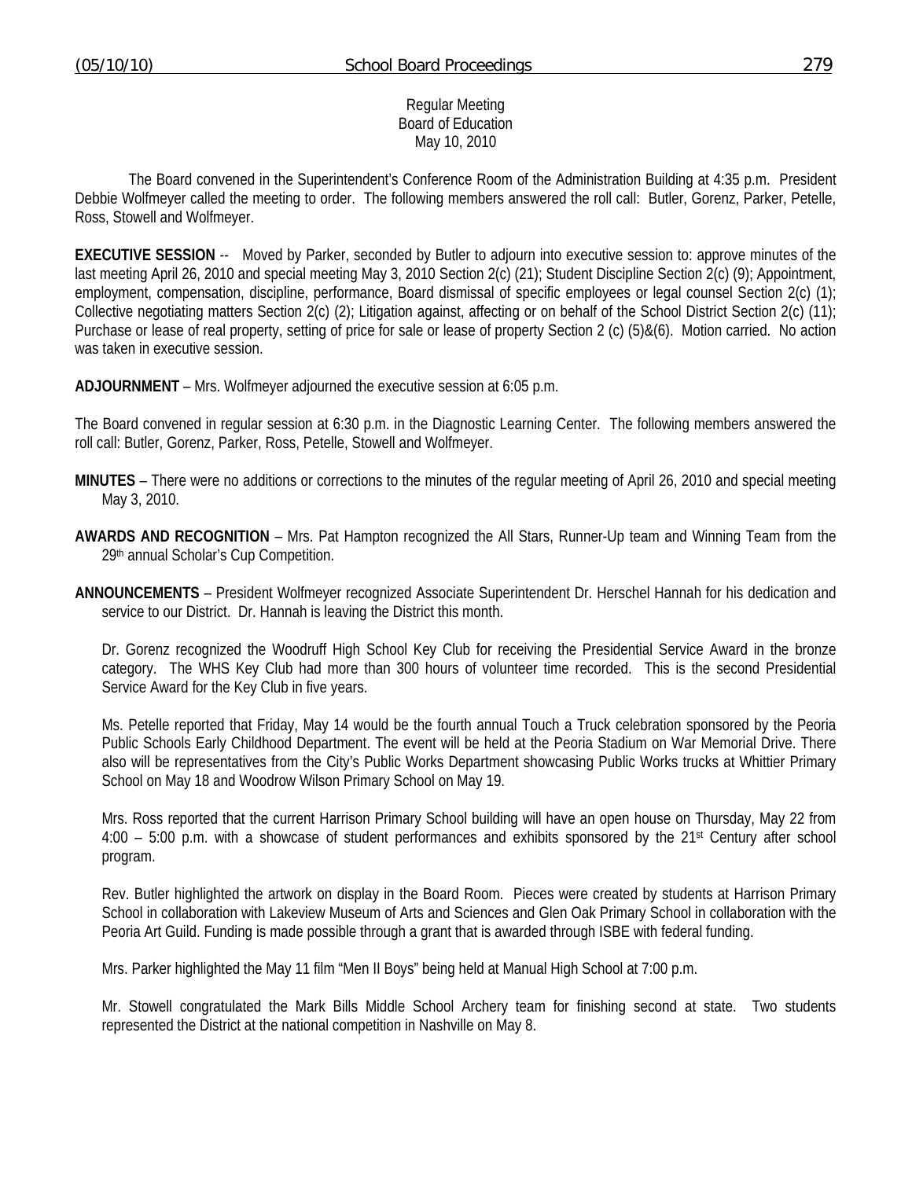Regular Meeting
Board of Education
May 10, 2010

The Board convened in the Superintendent's Conference Room of the Administration Building at 4:35 p.m. President Debbie Wolfmeyer called the meeting to order. The following members answered the roll call: Butler, Gorenz, Parker, Petelle, Ross, Stowell and Wolfmeyer.

**EXECUTIVE SESSION** -- Moved by Parker, seconded by Butler to adjourn into executive session to: approve minutes of the last meeting April 26, 2010 and special meeting May 3, 2010 Section 2(c) (21); Student Discipline Section 2(c) (9); Appointment, employment, compensation, discipline, performance, Board dismissal of specific employees or legal counsel Section 2(c) (1); Collective negotiating matters Section 2(c) (2); Litigation against, affecting or on behalf of the School District Section 2(c) (11); Purchase or lease of real property, setting of price for sale or lease of property Section 2 (c) (5)&(6). Motion carried. No action was taken in executive session.

**ADJOURNMENT** – Mrs. Wolfmeyer adjourned the executive session at 6:05 p.m.

The Board convened in regular session at 6:30 p.m. in the Diagnostic Learning Center. The following members answered the roll call: Butler, Gorenz, Parker, Ross, Petelle, Stowell and Wolfmeyer.

**MINUTES** – There were no additions or corrections to the minutes of the regular meeting of April 26, 2010 and special meeting May 3, 2010.

**AWARDS AND RECOGNITION** – Mrs. Pat Hampton recognized the All Stars, Runner-Up team and Winning Team from the 29th annual Scholar's Cup Competition.

**ANNOUNCEMENTS** – President Wolfmeyer recognized Associate Superintendent Dr. Herschel Hannah for his dedication and service to our District. Dr. Hannah is leaving the District this month.

Dr. Gorenz recognized the Woodruff High School Key Club for receiving the Presidential Service Award in the bronze category. The WHS Key Club had more than 300 hours of volunteer time recorded. This is the second Presidential Service Award for the Key Club in five years.

Ms. Petelle reported that Friday, May 14 would be the fourth annual Touch a Truck celebration sponsored by the Peoria Public Schools Early Childhood Department. The event will be held at the Peoria Stadium on War Memorial Drive. There also will be representatives from the City's Public Works Department showcasing Public Works trucks at Whittier Primary School on May 18 and Woodrow Wilson Primary School on May 19.

Mrs. Ross reported that the current Harrison Primary School building will have an open house on Thursday, May 22 from 4:00 – 5:00 p.m. with a showcase of student performances and exhibits sponsored by the 21st Century after school program.

Rev. Butler highlighted the artwork on display in the Board Room. Pieces were created by students at Harrison Primary School in collaboration with Lakeview Museum of Arts and Sciences and Glen Oak Primary School in collaboration with the Peoria Art Guild. Funding is made possible through a grant that is awarded through ISBE with federal funding.

Mrs. Parker highlighted the May 11 film "Men II Boys" being held at Manual High School at 7:00 p.m.

Mr. Stowell congratulated the Mark Bills Middle School Archery team for finishing second at state. Two students represented the District at the national competition in Nashville on May 8.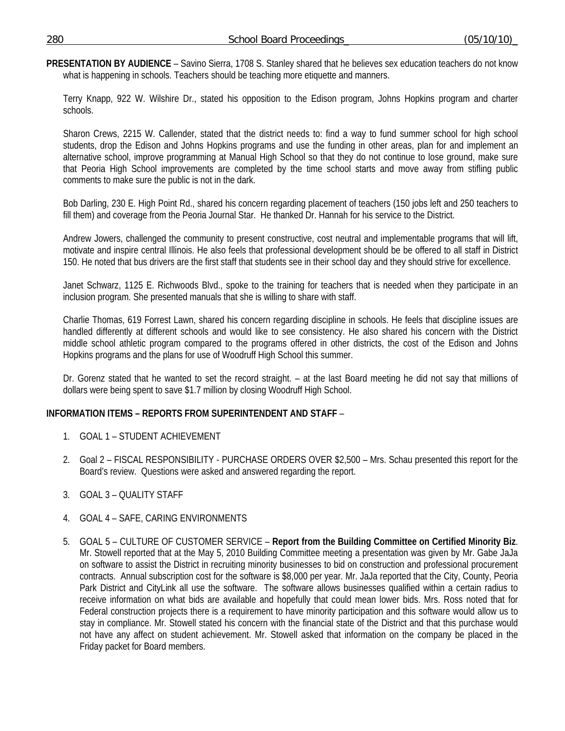**PRESENTATION BY AUDIENCE** – Savino Sierra, 1708 S. Stanley shared that he believes sex education teachers do not know what is happening in schools. Teachers should be teaching more etiquette and manners.

Terry Knapp, 922 W. Wilshire Dr., stated his opposition to the Edison program, Johns Hopkins program and charter schools.

Sharon Crews, 2215 W. Callender, stated that the district needs to: find a way to fund summer school for high school students, drop the Edison and Johns Hopkins programs and use the funding in other areas, plan for and implement an alternative school, improve programming at Manual High School so that they do not continue to lose ground, make sure that Peoria High School improvements are completed by the time school starts and move away from stifling public comments to make sure the public is not in the dark.

Bob Darling, 230 E. High Point Rd., shared his concern regarding placement of teachers (150 jobs left and 250 teachers to fill them) and coverage from the Peoria Journal Star. He thanked Dr. Hannah for his service to the District.

Andrew Jowers, challenged the community to present constructive, cost neutral and implementable programs that will lift, motivate and inspire central Illinois. He also feels that professional development should be be offered to all staff in District 150. He noted that bus drivers are the first staff that students see in their school day and they should strive for excellence.

Janet Schwarz, 1125 E. Richwoods Blvd., spoke to the training for teachers that is needed when they participate in an inclusion program. She presented manuals that she is willing to share with staff.

Charlie Thomas, 619 Forrest Lawn, shared his concern regarding discipline in schools. He feels that discipline issues are handled differently at different schools and would like to see consistency. He also shared his concern with the District middle school athletic program compared to the programs offered in other districts, the cost of the Edison and Johns Hopkins programs and the plans for use of Woodruff High School this summer.

Dr. Gorenz stated that he wanted to set the record straight. – at the last Board meeting he did not say that millions of dollars were being spent to save $1.7 million by closing Woodruff High School.

**INFORMATION ITEMS – REPORTS FROM SUPERINTENDENT AND STAFF** –

1. GOAL 1 – STUDENT ACHIEVEMENT
2. Goal 2 – FISCAL RESPONSIBILITY - PURCHASE ORDERS OVER $2,500 – Mrs. Schau presented this report for the Board's review. Questions were asked and answered regarding the report.
3. GOAL 3 – QUALITY STAFF
4. GOAL 4 – SAFE, CARING ENVIRONMENTS
5. GOAL 5 – CULTURE OF CUSTOMER SERVICE – **Report from the Building Committee on Certified Minority Biz**. Mr. Stowell reported that at the May 5, 2010 Building Committee meeting a presentation was given by Mr. Gabe JaJa on software to assist the District in recruiting minority businesses to bid on construction and professional procurement contracts. Annual subscription cost for the software is $8,000 per year. Mr. JaJa reported that the City, County, Peoria Park District and CityLink all use the software. The software allows businesses qualified within a certain radius to receive information on what bids are available and hopefully that could mean lower bids. Mrs. Ross noted that for Federal construction projects there is a requirement to have minority participation and this software would allow us to stay in compliance. Mr. Stowell stated his concern with the financial state of the District and that this purchase would not have any affect on student achievement. Mr. Stowell asked that information on the company be placed in the Friday packet for Board members.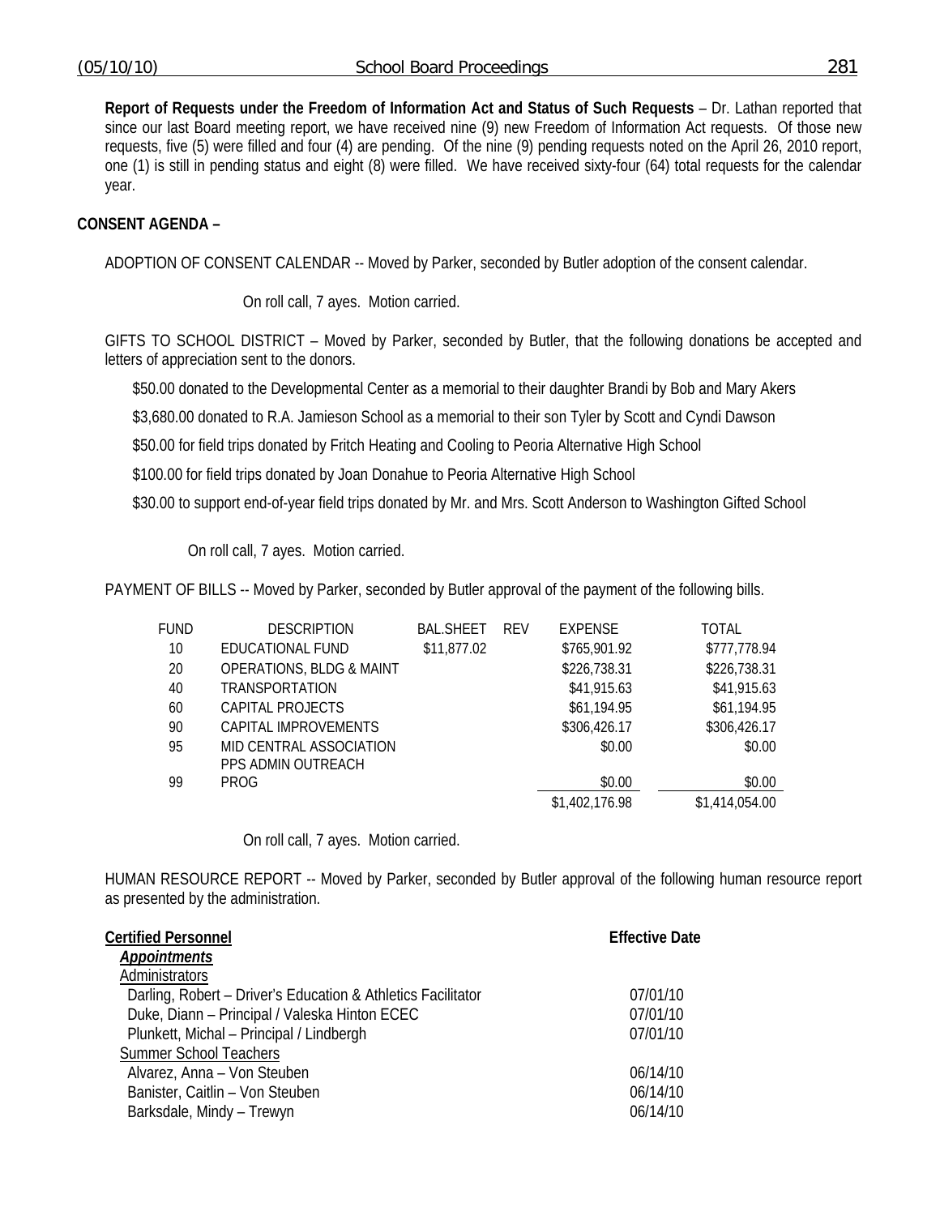**Report of Requests under the Freedom of Information Act and Status of Such Requests** – Dr. Lathan reported that since our last Board meeting report, we have received nine (9) new Freedom of Information Act requests. Of those new requests, five (5) were filled and four (4) are pending. Of the nine (9) pending requests noted on the April 26, 2010 report, one (1) is still in pending status and eight (8) were filled. We have received sixty-four (64) total requests for the calendar year.

**CONSENT AGENDA –**

ADOPTION OF CONSENT CALENDAR -- Moved by Parker, seconded by Butler adoption of the consent calendar.

On roll call, 7 ayes. Motion carried.

GIFTS TO SCHOOL DISTRICT – Moved by Parker, seconded by Butler, that the following donations be accepted and letters of appreciation sent to the donors.

$50.00 donated to the Developmental Center as a memorial to their daughter Brandi by Bob and Mary Akers

$3,680.00 donated to R.A. Jamieson School as a memorial to their son Tyler by Scott and Cyndi Dawson

$50.00 for field trips donated by Fritch Heating and Cooling to Peoria Alternative High School

$100.00 for field trips donated by Joan Donahue to Peoria Alternative High School

$30.00 to support end-of-year field trips donated by Mr. and Mrs. Scott Anderson to Washington Gifted School

On roll call, 7 ayes. Motion carried.

PAYMENT OF BILLS -- Moved by Parker, seconded by Butler approval of the payment of the following bills.

| FUND | DESCRIPTION | BAL.SHEET | REV | EXPENSE | TOTAL |
|---|---|---|---|---|---|
| 10 | EDUCATIONAL FUND | $11,877.02 | | $765,901.92 | $777,778.94 |
| 20 | OPERATIONS, BLDG & MAINT | | | $226,738.31 | $226,738.31 |
| 40 | TRANSPORTATION | | | $41,915.63 | $41,915.63 |
| 60 | CAPITAL PROJECTS | | | $61,194.95 | $61,194.95 |
| 90 | CAPITAL IMPROVEMENTS | | | $306,426.17 | $306,426.17 |
| 95 | MID CENTRAL ASSOCIATION | | | $0.00 | $0.00 |
| 99 | PPS ADMIN OUTREACH PROG | | | $0.00 | $0.00 |
| | | | | $1,402,176.98 | $1,414,054.00 |

On roll call, 7 ayes. Motion carried.

HUMAN RESOURCE REPORT -- Moved by Parker, seconded by Butler approval of the following human resource report as presented by the administration.

| **Certified Personnel** | **Effective Date** |
|---|---|
| ***Appointments*** | |
| Administrators | |
| Darling, Robert – Driver's Education & Athletics Facilitator | 07/01/10 |
| Duke, Diann – Principal / Valeska Hinton ECEC | 07/01/10 |
| Plunkett, Michal – Principal / Lindbergh | 07/01/10 |
| Summer School Teachers | |
| Alvarez, Anna – Von Steuben | 06/14/10 |
| Banister, Caitlin – Von Steuben | 06/14/10 |
| Barksdale, Mindy – Trewyn | 06/14/10 |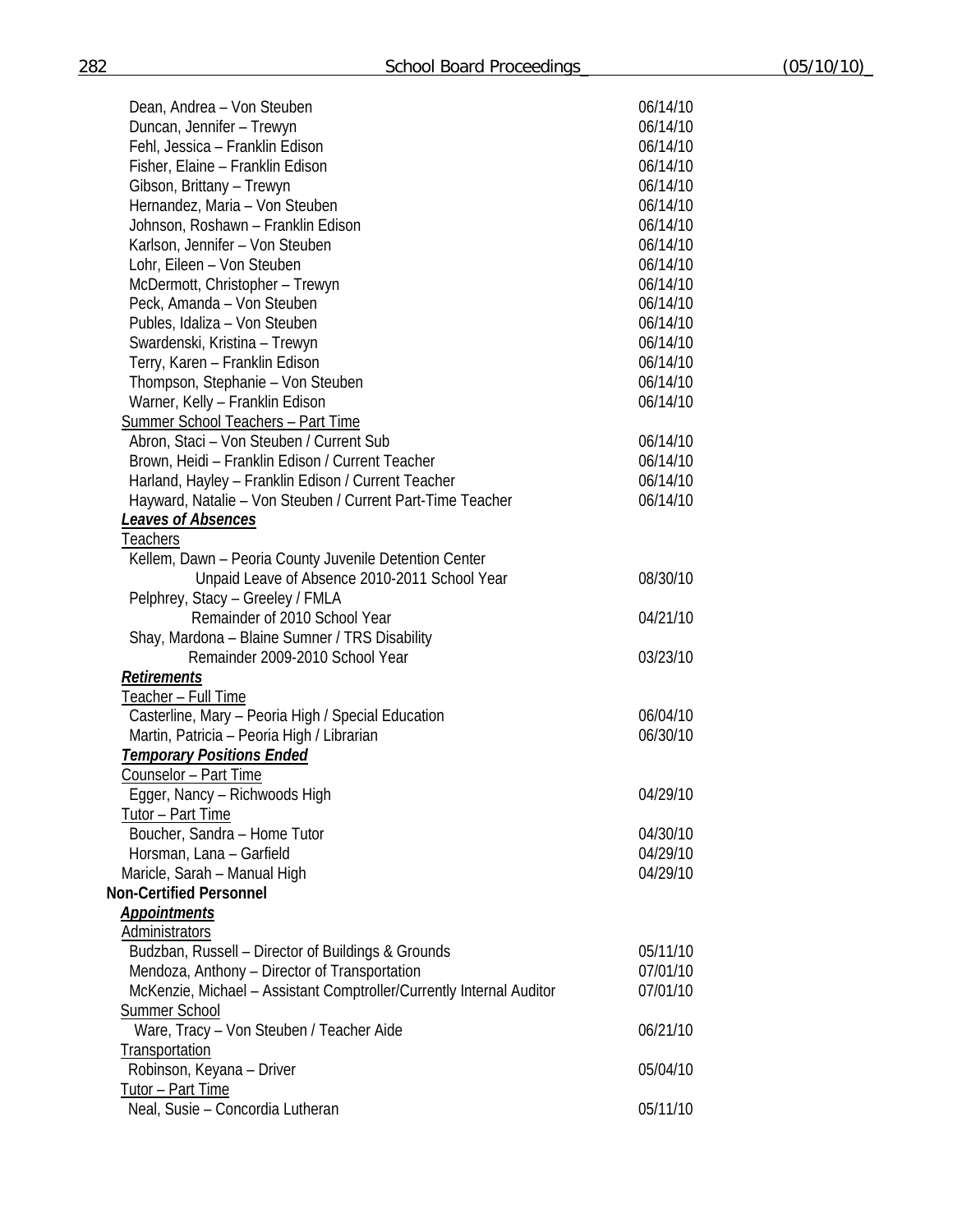| | |
|---|---|
| Dean, Andrea – Von Steuben | 06/14/10 |
| Duncan, Jennifer – Trewyn | 06/14/10 |
| Fehl, Jessica – Franklin Edison | 06/14/10 |
| Fisher, Elaine – Franklin Edison | 06/14/10 |
| Gibson, Brittany – Trewyn | 06/14/10 |
| Hernandez, Maria – Von Steuben | 06/14/10 |
| Johnson, Roshawn – Franklin Edison | 06/14/10 |
| Karlson, Jennifer – Von Steuben | 06/14/10 |
| Lohr, Eileen – Von Steuben | 06/14/10 |
| McDermott, Christopher – Trewyn | 06/14/10 |
| Peck, Amanda – Von Steuben | 06/14/10 |
| Publes, Idaliza – Von Steuben | 06/14/10 |
| Swardenski, Kristina – Trewyn | 06/14/10 |
| Terry, Karen – Franklin Edison | 06/14/10 |
| Thompson, Stephanie – Von Steuben | 06/14/10 |
| Warner, Kelly – Franklin Edison | 06/14/10 |

Summer School Teachers – Part Time

| | |
|---|---|
| Abron, Staci – Von Steuben / Current Sub | 06/14/10 |
| Brown, Heidi – Franklin Edison / Current Teacher | 06/14/10 |
| Harland, Hayley – Franklin Edison / Current Teacher | 06/14/10 |
| Hayward, Natalie – Von Steuben / Current Part-Time Teacher | 06/14/10 |

***Leaves of Absences***

Teachers

| | |
|---|---|
| Kellem, Dawn – Peoria County Juvenile Detention Center<br>Unpaid Leave of Absence 2010-2011 School Year | 08/30/10 |
| Pelphrey, Stacy – Greeley / FMLA<br>Remainder of 2010 School Year | 04/21/10 |
| Shay, Mardona – Blaine Sumner / TRS Disability<br>Remainder 2009-2010 School Year | 03/23/10 |

***Retirements***

Teacher – Full Time

| | |
|---|---|
| Casterline, Mary – Peoria High / Special Education | 06/04/10 |
| Martin, Patricia – Peoria High / Librarian | 06/30/10 |

***Temporary Positions Ended***

Counselor – Part Time

| | |
|---|---|
| Egger, Nancy – Richwoods High | 04/29/10 |

Tutor – Part Time

| | |
|---|---|
| Boucher, Sandra – Home Tutor | 04/30/10 |
| Horsman, Lana – Garfield | 04/29/10 |
| Maricle, Sarah – Manual High | 04/29/10 |

**Non-Certified Personnel**

***Appointments***

Administrators

| | |
|---|---|
| Budzban, Russell – Director of Buildings & Grounds | 05/11/10 |
| Mendoza, Anthony – Director of Transportation | 07/01/10 |
| McKenzie, Michael – Assistant Comptroller/Currently Internal Auditor | 07/01/10 |

Summer School

| | |
|---|---|
| Ware, Tracy – Von Steuben / Teacher Aide | 06/21/10 |

Transportation

| | |
|---|---|
| Robinson, Keyana – Driver | 05/04/10 |

Tutor – Part Time

| | |
|---|---|
| Neal, Susie – Concordia Lutheran | 05/11/10 |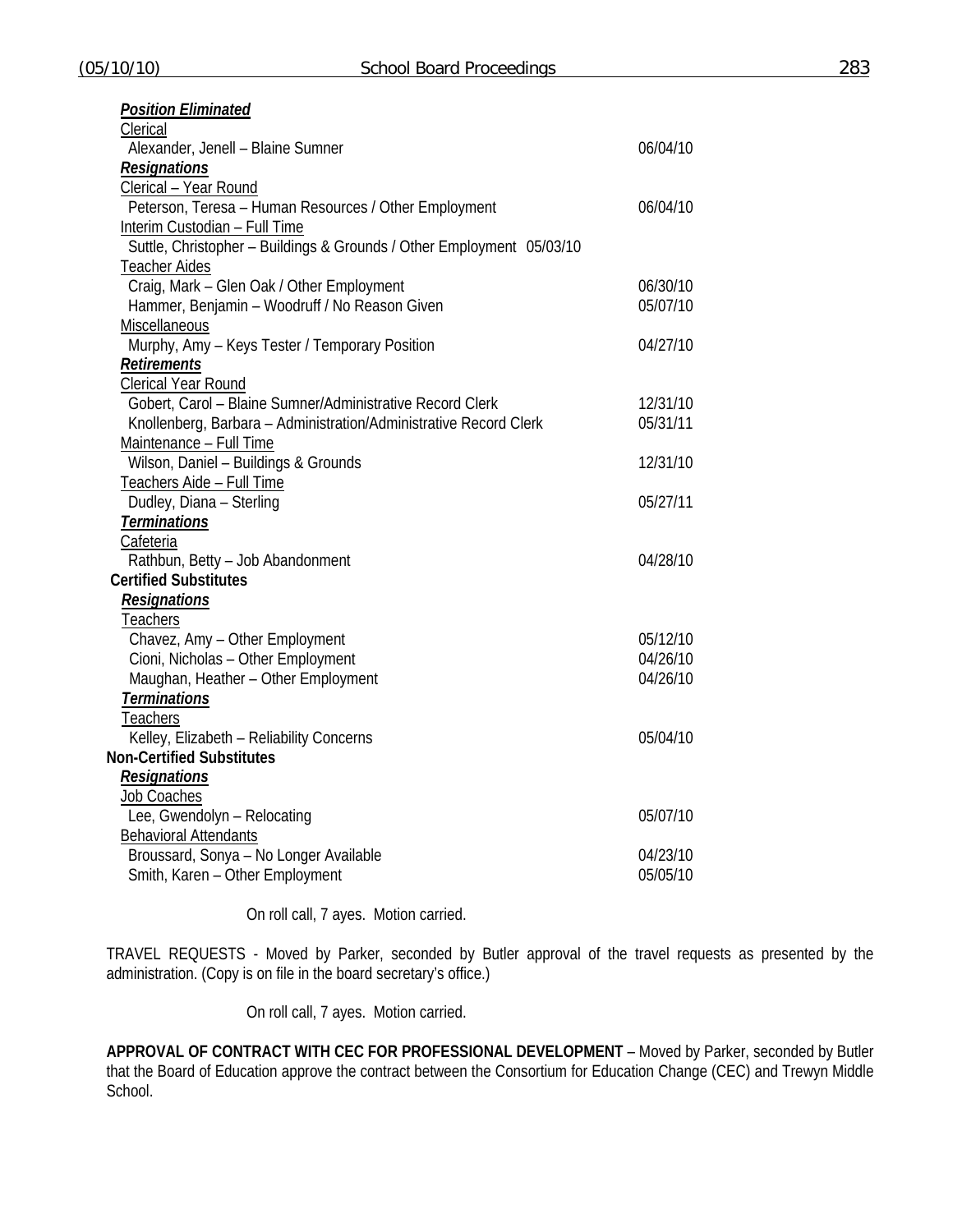***Position Eliminated***

Clerical

| | |
|---|---|
| Alexander, Jenell – Blaine Sumner | 06/04/10 |

***Resignations***

Clerical – Year Round

| | |
|---|---|
| Peterson, Teresa – Human Resources / Other Employment | 06/04/10 |

Interim Custodian – Full Time

| | |
|---|---|
| Suttle, Christopher – Buildings & Grounds / Other Employment | 05/03/10 |

Teacher Aides

| | |
|---|---|
| Craig, Mark – Glen Oak / Other Employment | 06/30/10 |
| Hammer, Benjamin – Woodruff / No Reason Given | 05/07/10 |

Miscellaneous

| | |
|---|---|
| Murphy, Amy – Keys Tester / Temporary Position | 04/27/10 |

***Retirements***

Clerical Year Round

| | |
|---|---|
| Gobert, Carol – Blaine Sumner/Administrative Record Clerk | 12/31/10 |
| Knollenberg, Barbara – Administration/Administrative Record Clerk | 05/31/11 |

Maintenance – Full Time

| | |
|---|---|
| Wilson, Daniel – Buildings & Grounds | 12/31/10 |

Teachers Aide – Full Time

| | |
|---|---|
| Dudley, Diana – Sterling | 05/27/11 |

***Terminations***

Cafeteria

| | |
|---|---|
| Rathbun, Betty – Job Abandonment | 04/28/10 |

**Certified Substitutes**

***Resignations***

Teachers

| | |
|---|---|
| Chavez, Amy – Other Employment | 05/12/10 |
| Cioni, Nicholas – Other Employment | 04/26/10 |
| Maughan, Heather – Other Employment | 04/26/10 |

***Terminations***

Teachers

| | |
|---|---|
| Kelley, Elizabeth – Reliability Concerns | 05/04/10 |

**Non-Certified Substitutes**

***Resignations***

Job Coaches

| | |
|---|---|
| Lee, Gwendolyn – Relocating | 05/07/10 |

Behavioral Attendants

| | |
|---|---|
| Broussard, Sonya – No Longer Available | 04/23/10 |
| Smith, Karen – Other Employment | 05/05/10 |

On roll call, 7 ayes. Motion carried.

TRAVEL REQUESTS - Moved by Parker, seconded by Butler approval of the travel requests as presented by the administration. (Copy is on file in the board secretary's office.)

On roll call, 7 ayes. Motion carried.

**APPROVAL OF CONTRACT WITH CEC FOR PROFESSIONAL DEVELOPMENT** – Moved by Parker, seconded by Butler that the Board of Education approve the contract between the Consortium for Education Change (CEC) and Trewyn Middle School.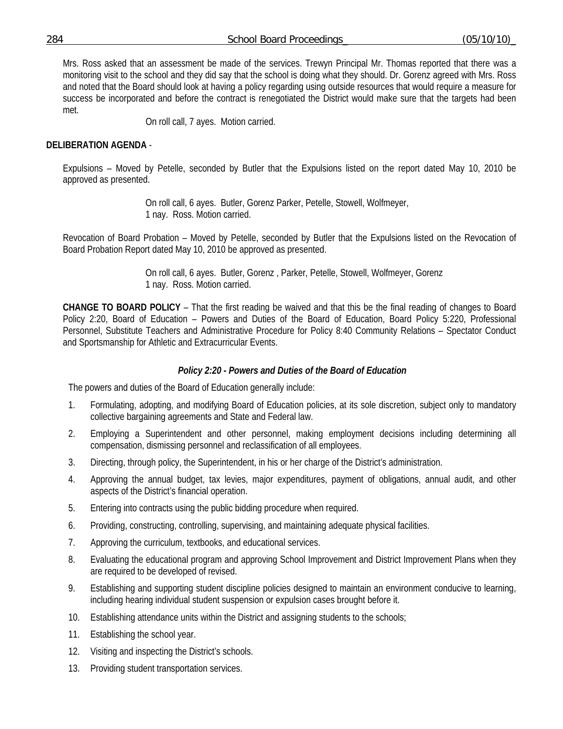Mrs. Ross asked that an assessment be made of the services. Trewyn Principal Mr. Thomas reported that there was a monitoring visit to the school and they did say that the school is doing what they should. Dr. Gorenz agreed with Mrs. Ross and noted that the Board should look at having a policy regarding using outside resources that would require a measure for success be incorporated and before the contract is renegotiated the District would make sure that the targets had been met.

On roll call, 7 ayes. Motion carried.

**DELIBERATION AGENDA** -

Expulsions – Moved by Petelle, seconded by Butler that the Expulsions listed on the report dated May 10, 2010 be approved as presented.

On roll call, 6 ayes. Butler, Gorenz Parker, Petelle, Stowell, Wolfmeyer,
1 nay. Ross. Motion carried.

Revocation of Board Probation – Moved by Petelle, seconded by Butler that the Expulsions listed on the Revocation of Board Probation Report dated May 10, 2010 be approved as presented.

On roll call, 6 ayes. Butler, Gorenz , Parker, Petelle, Stowell, Wolfmeyer, Gorenz
1 nay. Ross. Motion carried.

**CHANGE TO BOARD POLICY** – That the first reading be waived and that this be the final reading of changes to Board Policy 2:20, Board of Education – Powers and Duties of the Board of Education, Board Policy 5:220, Professional Personnel, Substitute Teachers and Administrative Procedure for Policy 8:40 Community Relations – Spectator Conduct and Sportsmanship for Athletic and Extracurricular Events.

***Policy 2:20 - Powers and Duties of the Board of Education***

The powers and duties of the Board of Education generally include:

1. Formulating, adopting, and modifying Board of Education policies, at its sole discretion, subject only to mandatory collective bargaining agreements and State and Federal law.
2. Employing a Superintendent and other personnel, making employment decisions including determining all compensation, dismissing personnel and reclassification of all employees.
3. Directing, through policy, the Superintendent, in his or her charge of the District's administration.
4. Approving the annual budget, tax levies, major expenditures, payment of obligations, annual audit, and other aspects of the District's financial operation.
5. Entering into contracts using the public bidding procedure when required.
6. Providing, constructing, controlling, supervising, and maintaining adequate physical facilities.
7. Approving the curriculum, textbooks, and educational services.
8. Evaluating the educational program and approving School Improvement and District Improvement Plans when they are required to be developed of revised.
9. Establishing and supporting student discipline policies designed to maintain an environment conducive to learning, including hearing individual student suspension or expulsion cases brought before it.
10. Establishing attendance units within the District and assigning students to the schools;
11. Establishing the school year.
12. Visiting and inspecting the District's schools.
13. Providing student transportation services.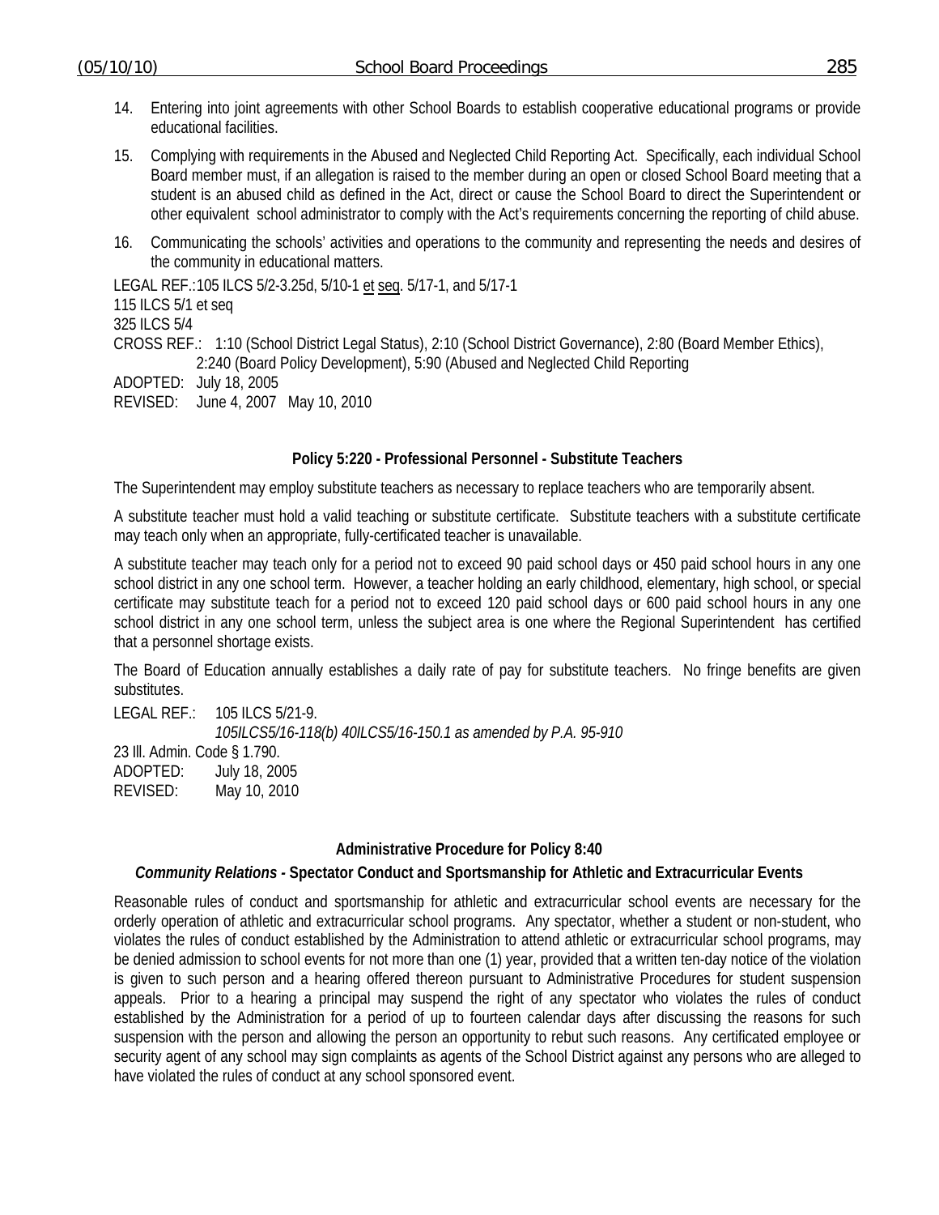14. Entering into joint agreements with other School Boards to establish cooperative educational programs or provide educational facilities.
15. Complying with requirements in the Abused and Neglected Child Reporting Act. Specifically, each individual School Board member must, if an allegation is raised to the member during an open or closed School Board meeting that a student is an abused child as defined in the Act, direct or cause the School Board to direct the Superintendent or other equivalent school administrator to comply with the Act's requirements concerning the reporting of child abuse.
16. Communicating the schools' activities and operations to the community and representing the needs and desires of the community in educational matters.

LEGAL REF.:105 ILCS 5/2-3.25d, 5/10-1 et seq. 5/17-1, and 5/17-1
115 ILCS 5/1 et seq
325 ILCS 5/4
CROSS REF.: 1:10 (School District Legal Status), 2:10 (School District Governance), 2:80 (Board Member Ethics), 2:240 (Board Policy Development), 5:90 (Abused and Neglected Child Reporting
ADOPTED: July 18, 2005
REVISED: June 4, 2007 May 10, 2010

**Policy 5:220 - Professional Personnel - Substitute Teachers**

The Superintendent may employ substitute teachers as necessary to replace teachers who are temporarily absent.

A substitute teacher must hold a valid teaching or substitute certificate. Substitute teachers with a substitute certificate may teach only when an appropriate, fully-certificated teacher is unavailable.

A substitute teacher may teach only for a period not to exceed 90 paid school days or 450 paid school hours in any one school district in any one school term. However, a teacher holding an early childhood, elementary, high school, or special certificate may substitute teach for a period not to exceed 120 paid school days or 600 paid school hours in any one school district in any one school term, unless the subject area is one where the Regional Superintendent has certified that a personnel shortage exists.

The Board of Education annually establishes a daily rate of pay for substitute teachers. No fringe benefits are given substitutes.

LEGAL REF.: 105 ILCS 5/21-9.
*105ILCS5/16-118(b) 40ILCS5/16-150.1 as amended by P.A. 95-910*
23 Ill. Admin. Code § 1.790.
ADOPTED: July 18, 2005
REVISED: May 10, 2010

**Administrative Procedure for Policy 8:40**

***Community Relations* - Spectator Conduct and Sportsmanship for Athletic and Extracurricular Events**

Reasonable rules of conduct and sportsmanship for athletic and extracurricular school events are necessary for the orderly operation of athletic and extracurricular school programs. Any spectator, whether a student or non-student, who violates the rules of conduct established by the Administration to attend athletic or extracurricular school programs, may be denied admission to school events for not more than one (1) year, provided that a written ten-day notice of the violation is given to such person and a hearing offered thereon pursuant to Administrative Procedures for student suspension appeals. Prior to a hearing a principal may suspend the right of any spectator who violates the rules of conduct established by the Administration for a period of up to fourteen calendar days after discussing the reasons for such suspension with the person and allowing the person an opportunity to rebut such reasons. Any certificated employee or security agent of any school may sign complaints as agents of the School District against any persons who are alleged to have violated the rules of conduct at any school sponsored event.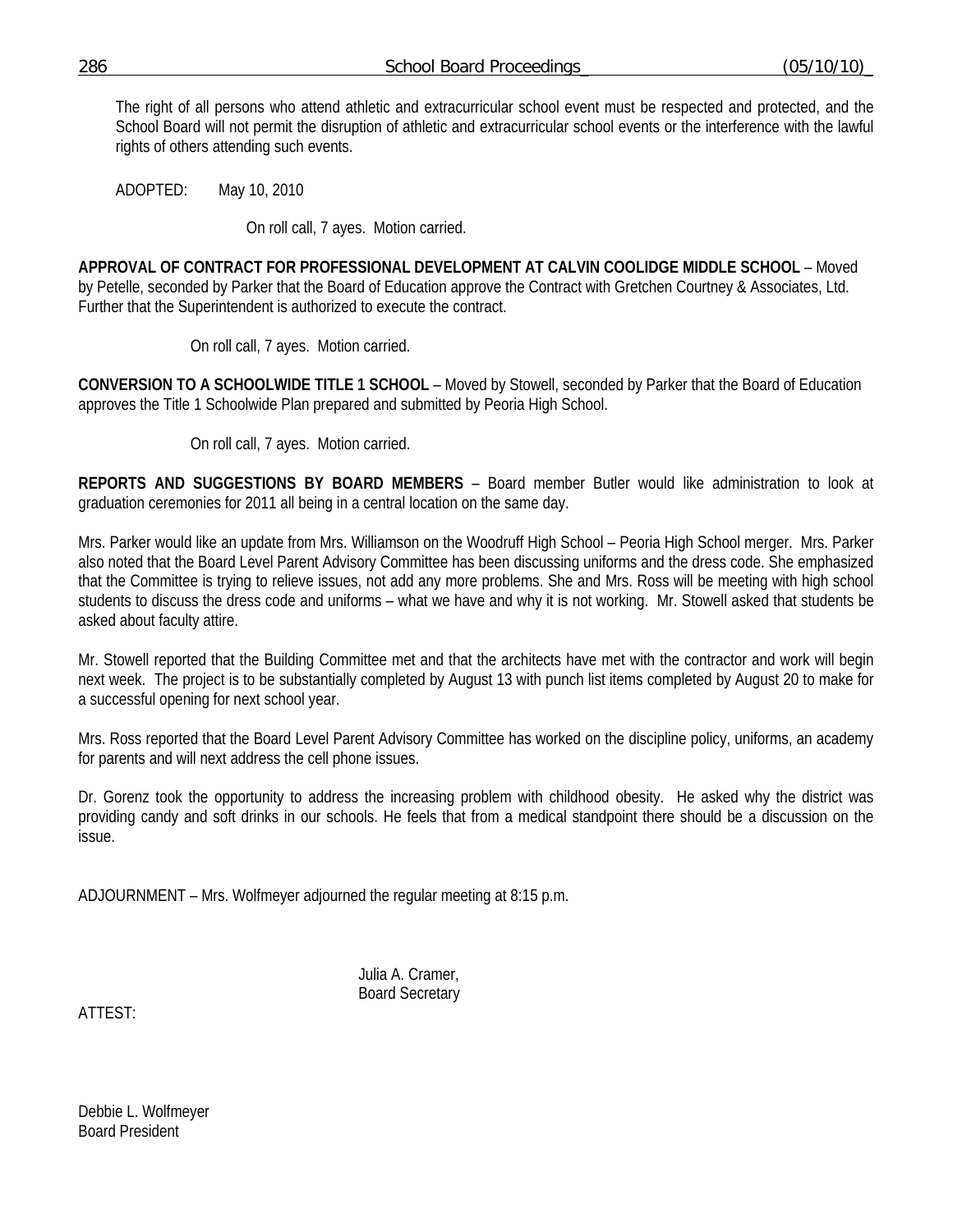The right of all persons who attend athletic and extracurricular school event must be respected and protected, and the School Board will not permit the disruption of athletic and extracurricular school events or the interference with the lawful rights of others attending such events.

ADOPTED: May 10, 2010

On roll call, 7 ayes. Motion carried.

**APPROVAL OF CONTRACT FOR PROFESSIONAL DEVELOPMENT AT CALVIN COOLIDGE MIDDLE SCHOOL** – Moved by Petelle, seconded by Parker that the Board of Education approve the Contract with Gretchen Courtney & Associates, Ltd. Further that the Superintendent is authorized to execute the contract.

On roll call, 7 ayes. Motion carried.

**CONVERSION TO A SCHOOLWIDE TITLE 1 SCHOOL** – Moved by Stowell, seconded by Parker that the Board of Education approves the Title 1 Schoolwide Plan prepared and submitted by Peoria High School.

On roll call, 7 ayes. Motion carried.

**REPORTS AND SUGGESTIONS BY BOARD MEMBERS** – Board member Butler would like administration to look at graduation ceremonies for 2011 all being in a central location on the same day.

Mrs. Parker would like an update from Mrs. Williamson on the Woodruff High School – Peoria High School merger. Mrs. Parker also noted that the Board Level Parent Advisory Committee has been discussing uniforms and the dress code. She emphasized that the Committee is trying to relieve issues, not add any more problems. She and Mrs. Ross will be meeting with high school students to discuss the dress code and uniforms – what we have and why it is not working. Mr. Stowell asked that students be asked about faculty attire.

Mr. Stowell reported that the Building Committee met and that the architects have met with the contractor and work will begin next week. The project is to be substantially completed by August 13 with punch list items completed by August 20 to make for a successful opening for next school year.

Mrs. Ross reported that the Board Level Parent Advisory Committee has worked on the discipline policy, uniforms, an academy for parents and will next address the cell phone issues.

Dr. Gorenz took the opportunity to address the increasing problem with childhood obesity. He asked why the district was providing candy and soft drinks in our schools. He feels that from a medical standpoint there should be a discussion on the issue.

ADJOURNMENT – Mrs. Wolfmeyer adjourned the regular meeting at 8:15 p.m.

Julia A. Cramer,
Board Secretary

ATTEST:

Debbie L. Wolfmeyer
Board President